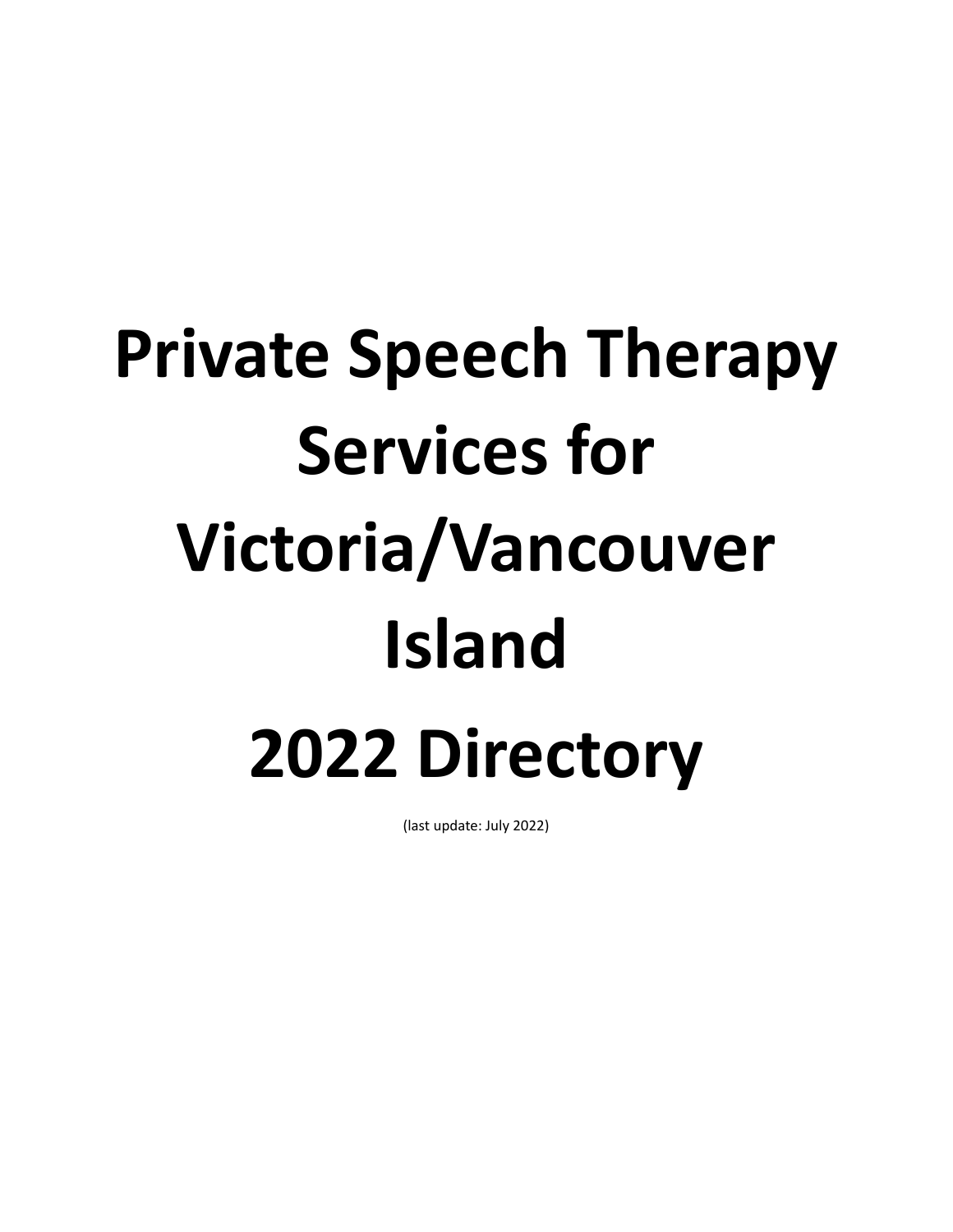# Private Speech Therapy Services for Victoria/Vancouver Island 2022 Directory

(last update: July 2022)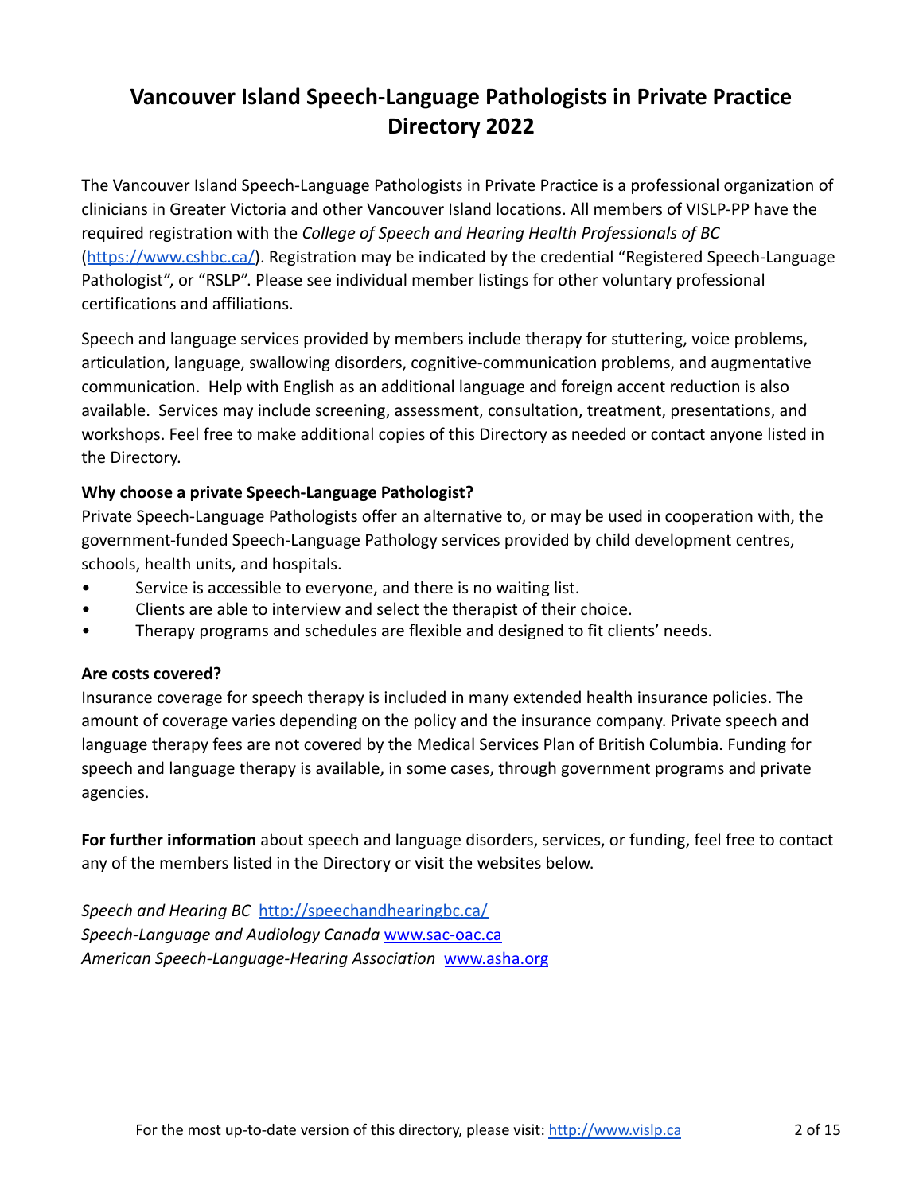# Vancouver Island Speech-Language Pathologists in Private Practice Directory 2022

The Vancouver Island Speech-Language Pathologists in Private Practice is a professional organization of clinicians in Greater Victoria and other Vancouver Island locations. All members of VISLP-PP have the required registration with the *College of Speech and Hearing Health Professionals of BC* (https://www.cshbc.ca/). Registration may be indicated by the credential "Registered Speech-Language Pathologist", or "RSLP". Please see individual member listings for other voluntary professional certifications and affiliations.

Speech and language services provided by members include therapy for stuttering, voice problems, articulation, language, swallowing disorders, cognitive-communication problems, and augmentative communication. Help with English as an additional language and foreign accent reduction is also available. Services may include screening, assessment, consultation, treatment, presentations, and workshops. Feel free to make additional copies of this Directory as needed or contact anyone listed in the Directory.

**Why choose a private Speech-Language Pathologist?**
Private Speech-Language Pathologists offer an alternative to, or may be used in cooperation with, the government-funded Speech-Language Pathology services provided by child development centres, schools, health units, and hospitals.

- Service is accessible to everyone, and there is no waiting list.
- Clients are able to interview and select the therapist of their choice.
- Therapy programs and schedules are flexible and designed to fit clients' needs.

**Are costs covered?**
Insurance coverage for speech therapy is included in many extended health insurance policies. The amount of coverage varies depending on the policy and the insurance company. Private speech and language therapy fees are not covered by the Medical Services Plan of British Columbia. Funding for speech and language therapy is available, in some cases, through government programs and private agencies.

**For further information** about speech and language disorders, services, or funding, feel free to contact any of the members listed in the Directory or visit the websites below.

*Speech and Hearing BC* http://speechandhearingbc.ca/
*Speech-Language and Audiology Canada* www.sac-oac.ca
*American Speech-Language-Hearing Association* www.asha.org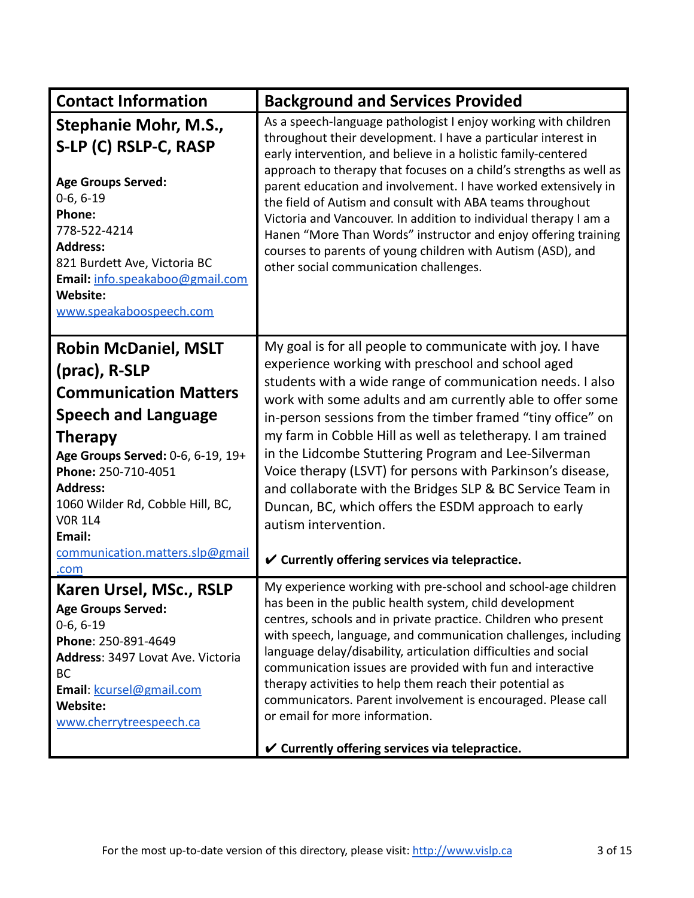| Contact Information | Background and Services Provided |
|---|---|
| **Stephanie Mohr, M.S., S-LP (C) RSLP-C, RASP**<br><br>**Age Groups Served:**<br>0-6, 6-19<br>**Phone:**<br>778-522-4214<br>**Address:**<br>821 Burdett Ave, Victoria BC<br>**Email:** info.speakaboo@gmail.com<br>**Website:**<br>www.speakaboospeech.com | As a speech-language pathologist I enjoy working with children throughout their development. I have a particular interest in early intervention, and believe in a holistic family-centered approach to therapy that focuses on a child's strengths as well as parent education and involvement. I have worked extensively in the field of Autism and consult with ABA teams throughout Victoria and Vancouver. In addition to individual therapy I am a Hanen "More Than Words" instructor and enjoy offering training courses to parents of young children with Autism (ASD), and other social communication challenges. |
| **Robin McDaniel, MSLT (prac), R-SLP Communication Matters Speech and Language Therapy**<br>**Age Groups Served:** 0-6, 6-19, 19+<br>**Phone:** 250-710-4051<br>**Address:**<br>1060 Wilder Rd, Cobble Hill, BC, V0R 1L4<br>**Email:**<br>communication.matters.slp@gmail.com | My goal is for all people to communicate with joy. I have experience working with preschool and school aged students with a wide range of communication needs. I also work with some adults and am currently able to offer some in-person sessions from the timber framed "tiny office" on my farm in Cobble Hill as well as teletherapy. I am trained in the Lidcombe Stuttering Program and Lee-Silverman Voice therapy (LSVT) for persons with Parkinson's disease, and collaborate with the Bridges SLP & BC Service Team in Duncan, BC, which offers the ESDM approach to early autism intervention.<br><br>✔ **Currently offering services via telepractice.** |
| **Karen Ursel, MSc., RSLP**<br>**Age Groups Served:**<br>0-6, 6-19<br>**Phone**: 250-891-4649<br>**Address**: 3497 Lovat Ave. Victoria BC<br>**Email**: kcursel@gmail.com<br>**Website:**<br>www.cherrytreespeech.ca | My experience working with pre-school and school-age children has been in the public health system, child development centres, schools and in private practice. Children who present with speech, language, and communication challenges, including language delay/disability, articulation difficulties and social communication issues are provided with fun and interactive therapy activities to help them reach their potential as communicators. Parent involvement is encouraged. Please call or email for more information.<br><br>✔ **Currently offering services via telepractice.** |

For the most up-to-date version of this directory, please visit: http://www.vislp.ca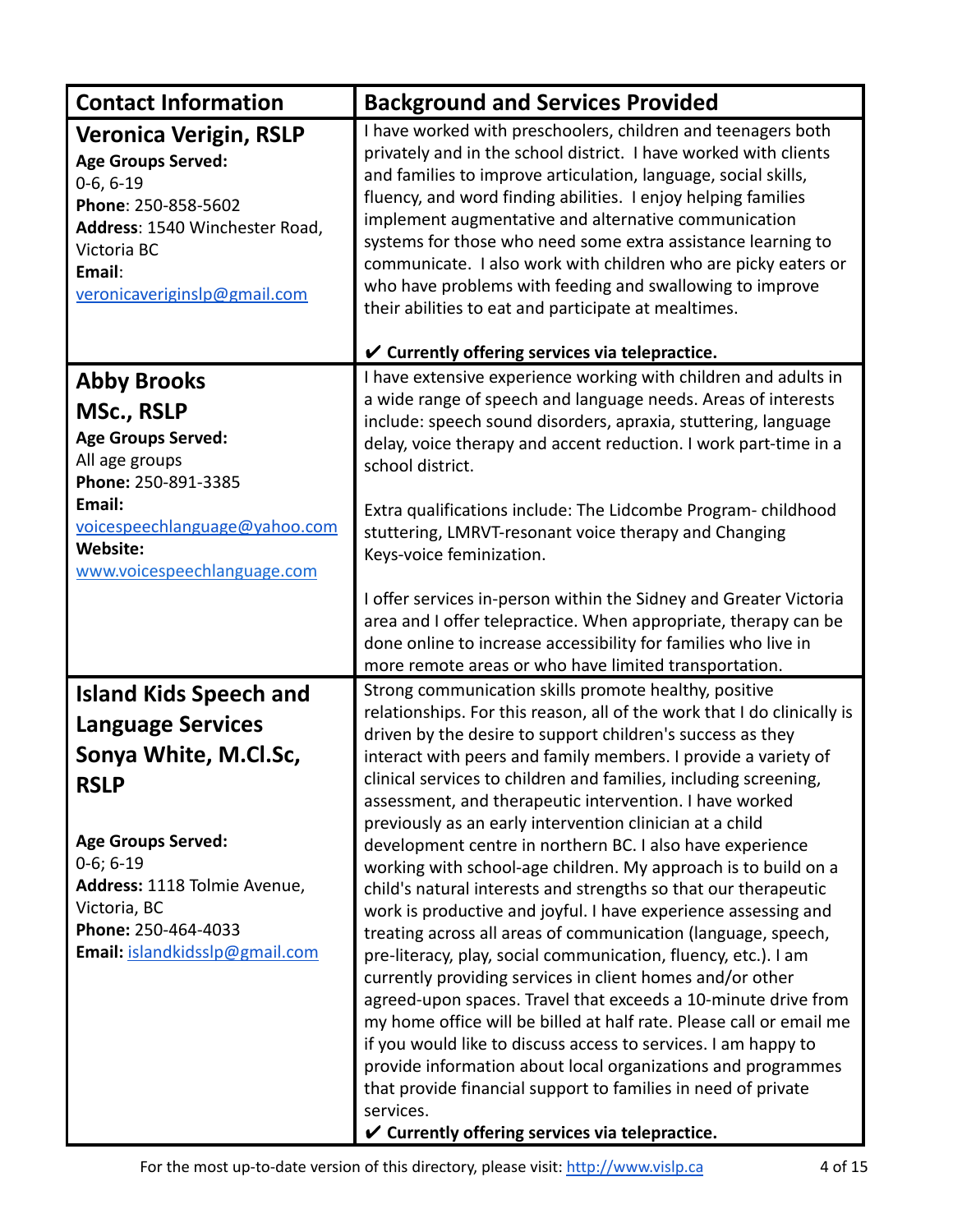| Contact Information | Background and Services Provided |
|---|---|
| **Veronica Verigin, RSLP**<br>**Age Groups Served:**<br>0-6, 6-19<br>**Phone**: 250-858-5602<br>**Address**: 1540 Winchester Road, Victoria BC<br>**Email**:<br>veronicaveriginslp@gmail.com | I have worked with preschoolers, children and teenagers both privately and in the school district. I have worked with clients and families to improve articulation, language, social skills, fluency, and word finding abilities. I enjoy helping families implement augmentative and alternative communication systems for those who need some extra assistance learning to communicate. I also work with children who are picky eaters or who have problems with feeding and swallowing to improve their abilities to eat and participate at mealtimes.<br><br>**✔ Currently offering services via telepractice.** |
| **Abby Brooks**<br>**MSc., RSLP**<br>**Age Groups Served:**<br>All age groups<br>**Phone:** 250-891-3385<br>**Email:**<br>voicespeechlanguage@yahoo.com<br>**Website:**<br>www.voicespeechlanguage.com | I have extensive experience working with children and adults in a wide range of speech and language needs. Areas of interests include: speech sound disorders, apraxia, stuttering, language delay, voice therapy and accent reduction. I work part-time in a school district.<br><br>Extra qualifications include: The Lidcombe Program- childhood stuttering, LMRVT-resonant voice therapy and Changing Keys-voice feminization.<br><br>I offer services in-person within the Sidney and Greater Victoria area and I offer telepractice. When appropriate, therapy can be done online to increase accessibility for families who live in more remote areas or who have limited transportation. |
| **Island Kids Speech and Language Services**<br>**Sonya White, M.Cl.Sc, RSLP**<br><br>**Age Groups Served:**<br>0-6; 6-19<br>**Address:** 1118 Tolmie Avenue, Victoria, BC<br>**Phone:** 250-464-4033<br>**Email:** islandkidsslp@gmail.com | Strong communication skills promote healthy, positive relationships. For this reason, all of the work that I do clinically is driven by the desire to support children's success as they interact with peers and family members. I provide a variety of clinical services to children and families, including screening, assessment, and therapeutic intervention. I have worked previously as an early intervention clinician at a child development centre in northern BC. I also have experience working with school-age children. My approach is to build on a child's natural interests and strengths so that our therapeutic work is productive and joyful. I have experience assessing and treating across all areas of communication (language, speech, pre-literacy, play, social communication, fluency, etc.). I am currently providing services in client homes and/or other agreed-upon spaces. Travel that exceeds a 10-minute drive from my home office will be billed at half rate. Please call or email me if you would like to discuss access to services. I am happy to provide information about local organizations and programmes that provide financial support to families in need of private services.<br>**✔ Currently offering services via telepractice.** |

For the most up-to-date version of this directory, please visit: http://www.vislp.ca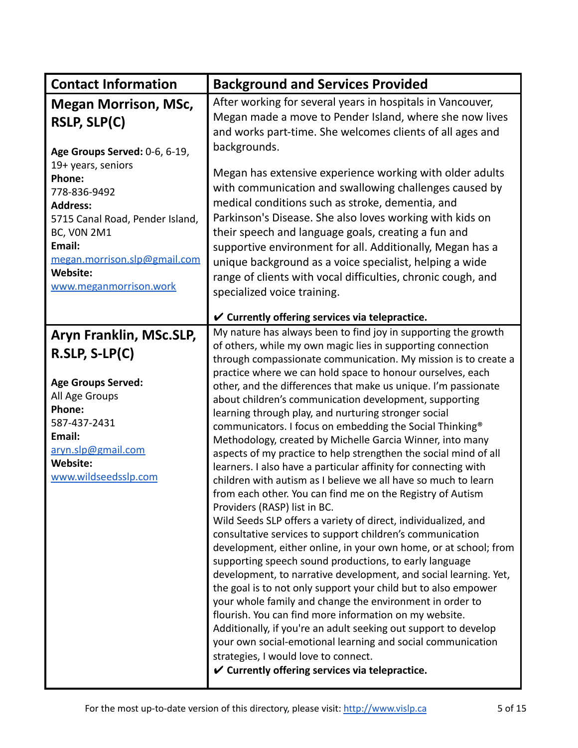| Contact Information | Background and Services Provided |
|---|---|
| **Megan Morrison, MSc, RSLP, SLP(C)**<br><br>**Age Groups Served:** 0-6, 6-19, 19+ years, seniors<br>**Phone:**<br>778-836-9492<br>**Address:**<br>5715 Canal Road, Pender Island, BC, V0N 2M1<br>**Email:**<br>[megan.morrison.slp@gmail.com](mailto:megan.morrison.slp@gmail.com)<br>**Website:**<br>[www.meganmorrison.work](http://www.meganmorrison.work) | After working for several years in hospitals in Vancouver, Megan made a move to Pender Island, where she now lives and works part-time. She welcomes clients of all ages and backgrounds.<br><br>Megan has extensive experience working with older adults with communication and swallowing challenges caused by medical conditions such as stroke, dementia, and Parkinson's Disease. She also loves working with kids on their speech and language goals, creating a fun and supportive environment for all. Additionally, Megan has a unique background as a voice specialist, helping a wide range of clients with vocal difficulties, chronic cough, and specialized voice training.<br><br>**✔ Currently offering services via telepractice.** |
| **Aryn Franklin, MSc.SLP, R.SLP, S-LP(C)**<br><br>**Age Groups Served:**<br>All Age Groups<br>**Phone:**<br>587-437-2431<br>**Email:**<br>[aryn.slp@gmail.com](mailto:aryn.slp@gmail.com)<br>**Website:**<br>[www.wildseedsslp.com](http://www.wildseedsslp.com) | My nature has always been to find joy in supporting the growth of others, while my own magic lies in supporting connection through compassionate communication. My mission is to create a practice where we can hold space to honour ourselves, each other, and the differences that make us unique. I'm passionate about children's communication development, supporting learning through play, and nurturing stronger social communicators. I focus on embedding the Social Thinking® Methodology, created by Michelle Garcia Winner, into many aspects of my practice to help strengthen the social mind of all learners. I also have a particular affinity for connecting with children with autism as I believe we all have so much to learn from each other. You can find me on the Registry of Autism Providers (RASP) list in BC.<br>Wild Seeds SLP offers a variety of direct, individualized, and consultative services to support children's communication development, either online, in your own home, or at school; from supporting speech sound productions, to early language development, to narrative development, and social learning. Yet, the goal is to not only support your child but to also empower your whole family and change the environment in order to flourish. You can find more information on my website.<br>Additionally, if you're an adult seeking out support to develop your own social-emotional learning and social communication strategies, I would love to connect.<br>**✔ Currently offering services via telepractice.** |

For the most up-to-date version of this directory, please visit: [http://www.vislp.ca](http://www.vislp.ca)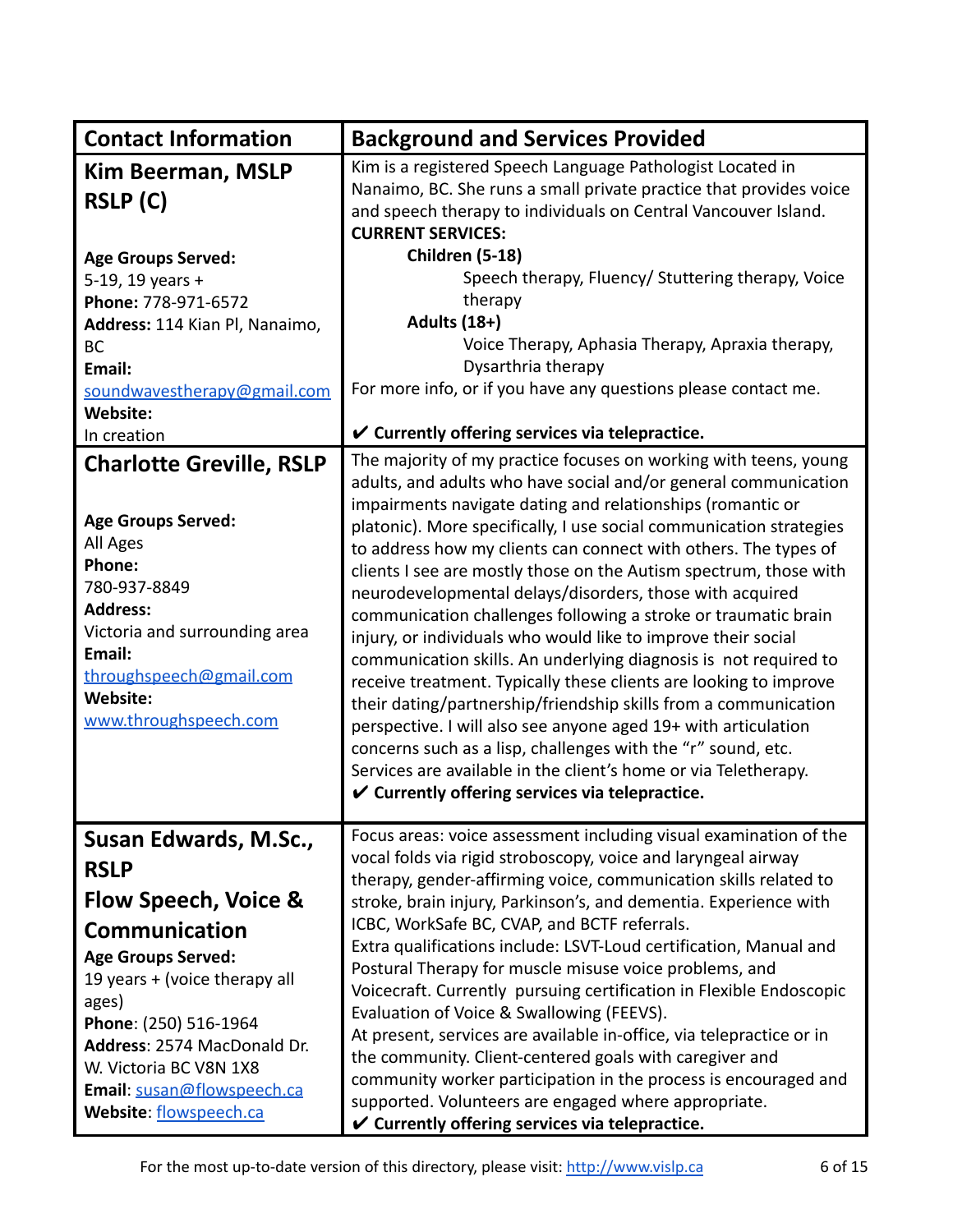| Contact Information | Background and Services Provided |
| --- | --- |
| **Kim Beerman, MSLP RSLP (C)**<br><br>**Age Groups Served:**<br>5-19, 19 years +<br>**Phone:** 778-971-6572<br>**Address:** 114 Kian Pl, Nanaimo, BC<br>**Email:**<br>soundwavestherapy@gmail.com<br>**Website:**<br>In creation | Kim is a registered Speech Language Pathologist Located in Nanaimo, BC. She runs a small private practice that provides voice and speech therapy to individuals on Central Vancouver Island.<br>**CURRENT SERVICES:**<br>**Children (5-18)**<br>Speech therapy, Fluency/ Stuttering therapy, Voice therapy<br>**Adults (18+)**<br>Voice Therapy, Aphasia Therapy, Apraxia therapy, Dysarthria therapy<br>For more info, or if you have any questions please contact me.<br><br>**✔ Currently offering services via telepractice.** |
| **Charlotte Greville, RSLP**<br><br>**Age Groups Served:**<br>All Ages<br>**Phone:**<br>780-937-8849<br>**Address:**<br>Victoria and surrounding area<br>**Email:**<br>throughspeech@gmail.com<br>**Website:**<br>www.throughspeech.com | The majority of my practice focuses on working with teens, young adults, and adults who have social and/or general communication impairments navigate dating and relationships (romantic or platonic). More specifically, I use social communication strategies to address how my clients can connect with others. The types of clients I see are mostly those on the Autism spectrum, those with neurodevelopmental delays/disorders, those with acquired communication challenges following a stroke or traumatic brain injury, or individuals who would like to improve their social communication skills. An underlying diagnosis is not required to receive treatment. Typically these clients are looking to improve their dating/partnership/friendship skills from a communication perspective. I will also see anyone aged 19+ with articulation concerns such as a lisp, challenges with the "r" sound, etc. Services are available in the client's home or via Teletherapy.<br>**✔ Currently offering services via telepractice.** |
| **Susan Edwards, M.Sc., RSLP**<br>**Flow Speech, Voice & Communication**<br>**Age Groups Served:**<br>19 years + (voice therapy all ages)<br>**Phone**: (250) 516-1964<br>**Address**: 2574 MacDonald Dr. W. Victoria BC V8N 1X8<br>**Email**: susan@flowspeech.ca<br>**Website**: flowspeech.ca | Focus areas: voice assessment including visual examination of the vocal folds via rigid stroboscopy, voice and laryngeal airway therapy, gender-affirming voice, communication skills related to stroke, brain injury, Parkinson's, and dementia. Experience with ICBC, WorkSafe BC, CVAP, and BCTF referrals.<br>Extra qualifications include: LSVT-Loud certification, Manual and Postural Therapy for muscle misuse voice problems, and Voicecraft. Currently pursuing certification in Flexible Endoscopic Evaluation of Voice & Swallowing (FEEVS).<br>At present, services are available in-office, via telepractice or in the community. Client-centered goals with caregiver and community worker participation in the process is encouraged and supported. Volunteers are engaged where appropriate.<br>**✔ Currently offering services via telepractice.** |

For the most up-to-date version of this directory, please visit: http://www.vislp.ca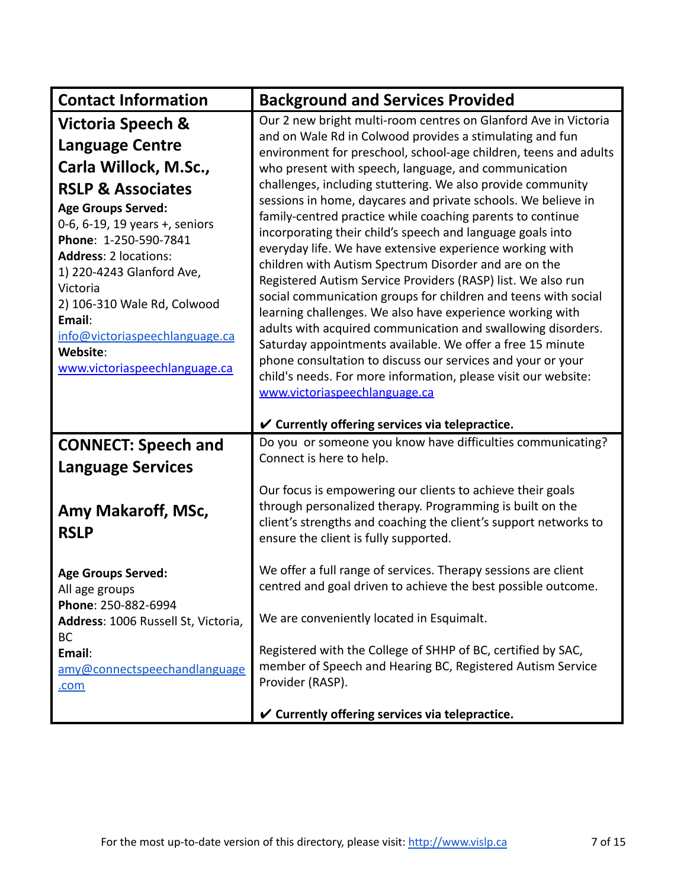| Contact Information | Background and Services Provided |
|---|---|
| **Victoria Speech & Language Centre Carla Willock, M.Sc., RSLP & Associates**<br>**Age Groups Served:** 0-6, 6-19, 19 years +, seniors<br>**Phone**: 1-250-590-7841<br>**Address**: 2 locations:<br>1) 220-4243 Glanford Ave, Victoria<br>2) 106-310 Wale Rd, Colwood<br>**Email**: info@victoriaspeechlanguage.ca<br>**Website**: www.victoriaspeechlanguage.ca | Our 2 new bright multi-room centres on Glanford Ave in Victoria and on Wale Rd in Colwood provides a stimulating and fun environment for preschool, school-age children, teens and adults who present with speech, language, and communication challenges, including stuttering. We also provide community sessions in home, daycares and private schools. We believe in family-centred practice while coaching parents to continue incorporating their child's speech and language goals into everyday life. We have extensive experience working with children with Autism Spectrum Disorder and are on the Registered Autism Service Providers (RASP) list. We also run social communication groups for children and teens with social learning challenges. We also have experience working with adults with acquired communication and swallowing disorders. Saturday appointments available. We offer a free 15 minute phone consultation to discuss our services and your or your child's needs. For more information, please visit our website: www.victoriaspeechlanguage.ca<br><br>✔ **Currently offering services via telepractice.** |
| **CONNECT: Speech and Language Services**<br><br>**Amy Makaroff, MSc, RSLP**<br><br>**Age Groups Served:** All age groups<br>**Phone**: 250-882-6994<br>**Address**: 1006 Russell St, Victoria, BC<br>**Email**: amy@connectspeechandlanguage.com | Do you or someone you know have difficulties communicating? Connect is here to help.<br><br>Our focus is empowering our clients to achieve their goals through personalized therapy. Programming is built on the client's strengths and coaching the client's support networks to ensure the client is fully supported.<br><br>We offer a full range of services. Therapy sessions are client centred and goal driven to achieve the best possible outcome.<br><br>We are conveniently located in Esquimalt.<br><br>Registered with the College of SHHP of BC, certified by SAC, member of Speech and Hearing BC, Registered Autism Service Provider (RASP).<br><br>✔ **Currently offering services via telepractice.** |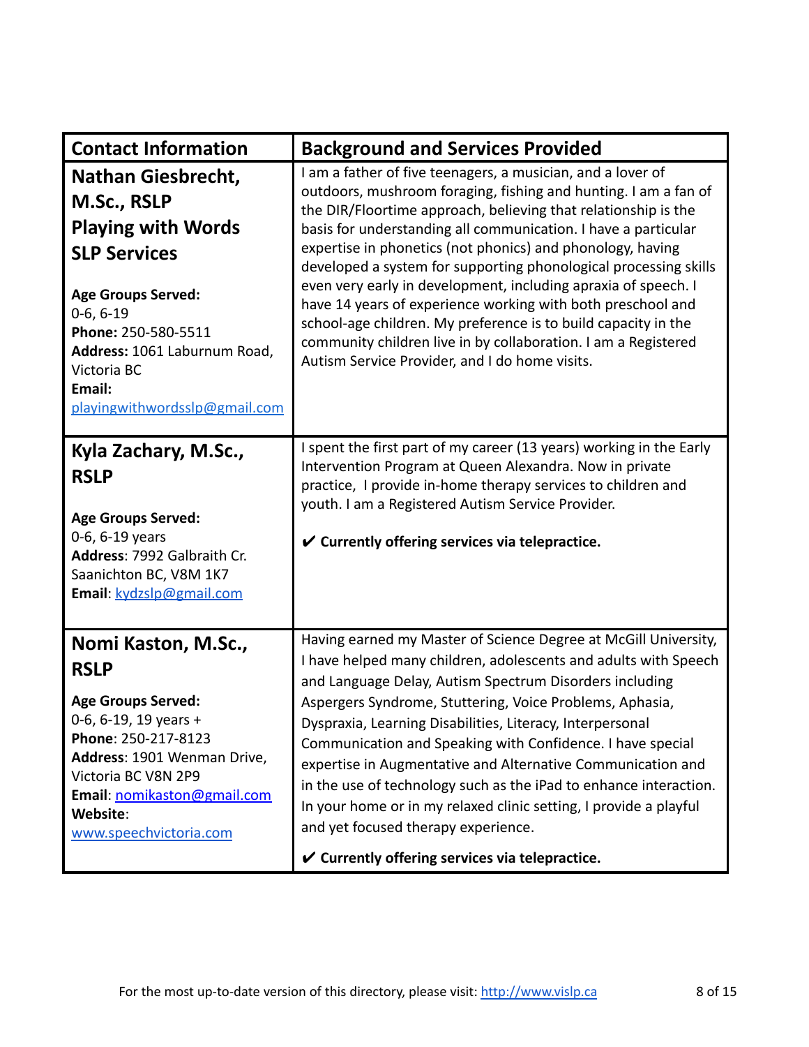| Contact Information | Background and Services Provided |
|---|---|
| **Nathan Giesbrecht, M.Sc., RSLP**<br>**Playing with Words SLP Services**<br><br>**Age Groups Served:** 0-6, 6-19<br>**Phone:** 250-580-5511<br>**Address:** 1061 Laburnum Road, Victoria BC<br>**Email:** playingwithwordsslp@gmail.com | I am a father of five teenagers, a musician, and a lover of outdoors, mushroom foraging, fishing and hunting. I am a fan of the DIR/Floortime approach, believing that relationship is the basis for understanding all communication. I have a particular expertise in phonetics (not phonics) and phonology, having developed a system for supporting phonological processing skills even very early in development, including apraxia of speech. I have 14 years of experience working with both preschool and school-age children. My preference is to build capacity in the community children live in by collaboration. I am a Registered Autism Service Provider, and I do home visits. |
| **Kyla Zachary, M.Sc., RSLP**<br><br>**Age Groups Served:** 0-6, 6-19 years<br>**Address**: 7992 Galbraith Cr. Saanichton BC, V8M 1K7<br>**Email**: kydzslp@gmail.com | I spent the first part of my career (13 years) working in the Early Intervention Program at Queen Alexandra. Now in private practice, I provide in-home therapy services to children and youth. I am a Registered Autism Service Provider.<br><br>✔ **Currently offering services via telepractice.** |
| **Nomi Kaston, M.Sc., RSLP**<br><br>**Age Groups Served:** 0-6, 6-19, 19 years +<br>**Phone**: 250-217-8123<br>**Address**: 1901 Wenman Drive, Victoria BC V8N 2P9<br>**Email**: nomikaston@gmail.com<br>**Website**: www.speechvictoria.com | Having earned my Master of Science Degree at McGill University, I have helped many children, adolescents and adults with Speech and Language Delay, Autism Spectrum Disorders including Aspergers Syndrome, Stuttering, Voice Problems, Aphasia, Dyspraxia, Learning Disabilities, Literacy, Interpersonal Communication and Speaking with Confidence. I have special expertise in Augmentative and Alternative Communication and in the use of technology such as the iPad to enhance interaction. In your home or in my relaxed clinic setting, I provide a playful and yet focused therapy experience.<br><br>✔ **Currently offering services via telepractice.** |

For the most up-to-date version of this directory, please visit: http://www.vislp.ca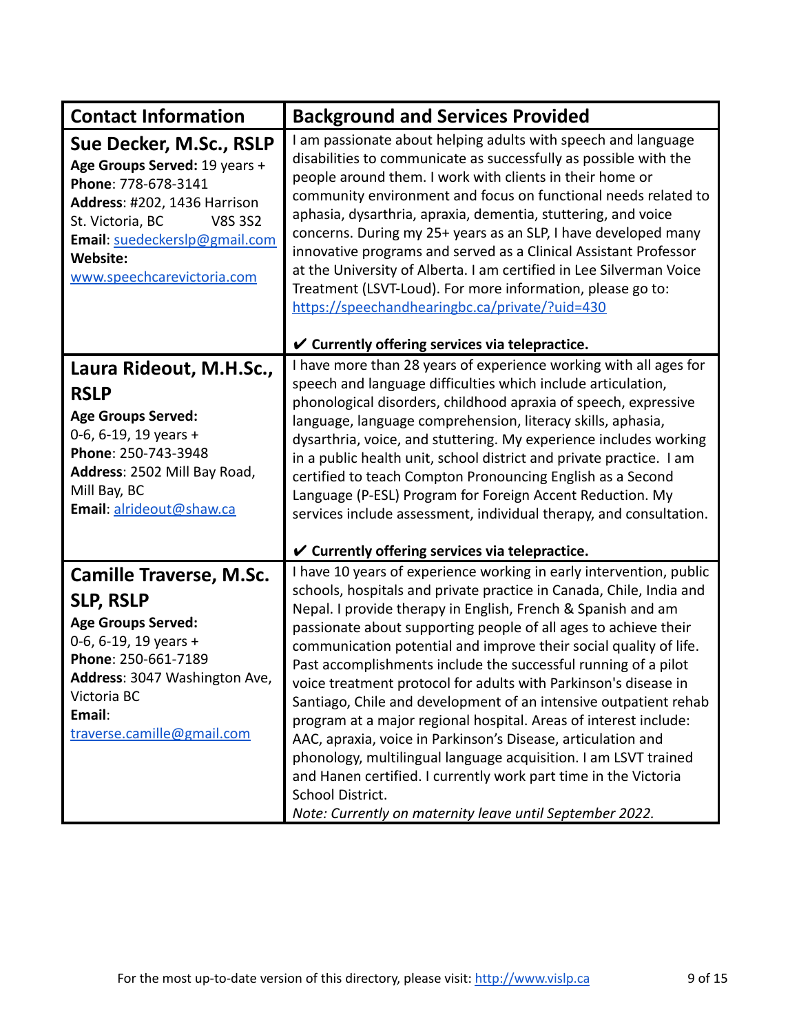| Contact Information | Background and Services Provided |
|---|---|
| **Sue Decker, M.Sc., RSLP**<br>**Age Groups Served:** 19 years +<br>**Phone**: 778-678-3141<br>**Address**: #202, 1436 Harrison St. Victoria, BC V8S 3S2<br>**Email**: suedeckerslp@gmail.com<br>**Website:** www.speechcarevictoria.com | I am passionate about helping adults with speech and language disabilities to communicate as successfully as possible with the people around them. I work with clients in their home or community environment and focus on functional needs related to aphasia, dysarthria, apraxia, dementia, stuttering, and voice concerns. During my 25+ years as an SLP, I have developed many innovative programs and served as a Clinical Assistant Professor at the University of Alberta. I am certified in Lee Silverman Voice Treatment (LSVT-Loud). For more information, please go to: https://speechandhearingbc.ca/private/?uid=430<br><br>**✔ Currently offering services via telepractice.** |
| **Laura Rideout, M.H.Sc., RSLP**<br>**Age Groups Served:** 0-6, 6-19, 19 years +<br>**Phone**: 250-743-3948<br>**Address**: 2502 Mill Bay Road, Mill Bay, BC<br>**Email**: alrideout@shaw.ca | I have more than 28 years of experience working with all ages for speech and language difficulties which include articulation, phonological disorders, childhood apraxia of speech, expressive language, language comprehension, literacy skills, aphasia, dysarthria, voice, and stuttering. My experience includes working in a public health unit, school district and private practice. I am certified to teach Compton Pronouncing English as a Second Language (P-ESL) Program for Foreign Accent Reduction. My services include assessment, individual therapy, and consultation.<br><br>**✔ Currently offering services via telepractice.** |
| **Camille Traverse, M.Sc. SLP, RSLP**<br>**Age Groups Served:** 0-6, 6-19, 19 years +<br>**Phone**: 250-661-7189<br>**Address**: 3047 Washington Ave, Victoria BC<br>**Email**: traverse.camille@gmail.com | I have 10 years of experience working in early intervention, public schools, hospitals and private practice in Canada, Chile, India and Nepal. I provide therapy in English, French & Spanish and am passionate about supporting people of all ages to achieve their communication potential and improve their social quality of life. Past accomplishments include the successful running of a pilot voice treatment protocol for adults with Parkinson's disease in Santiago, Chile and development of an intensive outpatient rehab program at a major regional hospital. Areas of interest include: AAC, apraxia, voice in Parkinson's Disease, articulation and phonology, multilingual language acquisition. I am LSVT trained and Hanen certified. I currently work part time in the Victoria School District.<br>*Note: Currently on maternity leave until September 2022.* |

For the most up-to-date version of this directory, please visit: http://www.vislp.ca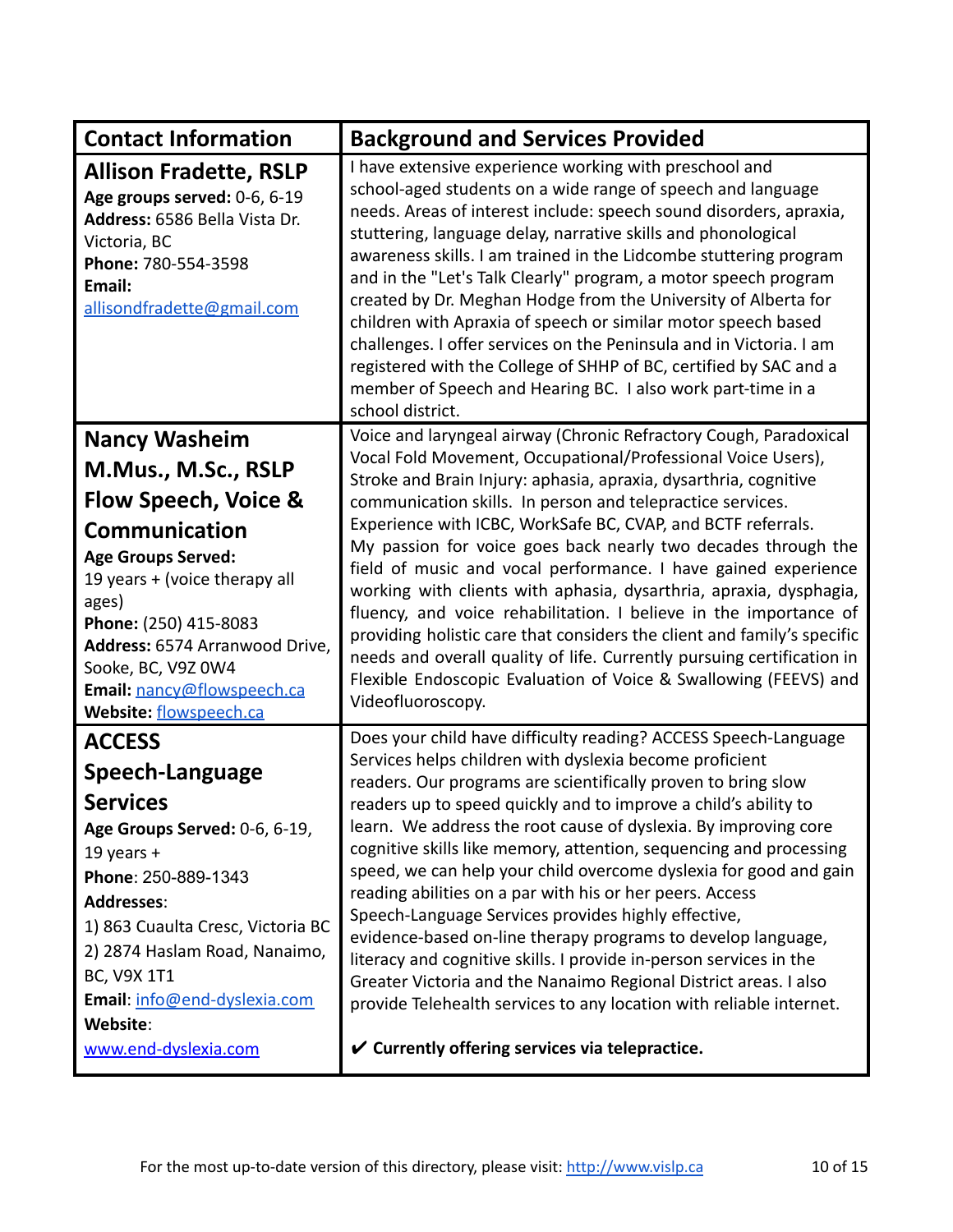| Contact Information | Background and Services Provided |
|---|---|
| **Allison Fradette, RSLP**<br>**Age groups served:** 0-6, 6-19<br>**Address:** 6586 Bella Vista Dr. Victoria, BC<br>**Phone:** 780-554-3598<br>**Email:** allisondfradette@gmail.com | I have extensive experience working with preschool and school-aged students on a wide range of speech and language needs. Areas of interest include: speech sound disorders, apraxia, stuttering, language delay, narrative skills and phonological awareness skills. I am trained in the Lidcombe stuttering program and in the "Let's Talk Clearly" program, a motor speech program created by Dr. Meghan Hodge from the University of Alberta for children with Apraxia of speech or similar motor speech based challenges. I offer services on the Peninsula and in Victoria. I am registered with the College of SHHP of BC, certified by SAC and a member of Speech and Hearing BC. I also work part-time in a school district. |
| **Nancy Washeim M.Mus., M.Sc., RSLP Flow Speech, Voice & Communication**<br>**Age Groups Served:** 19 years + (voice therapy all ages)<br>**Phone:** (250) 415-8083<br>**Address:** 6574 Arranwood Drive, Sooke, BC, V9Z 0W4<br>**Email:** nancy@flowspeech.ca<br>**Website:** flowspeech.ca | Voice and laryngeal airway (Chronic Refractory Cough, Paradoxical Vocal Fold Movement, Occupational/Professional Voice Users), Stroke and Brain Injury: aphasia, apraxia, dysarthria, cognitive communication skills. In person and telepractice services. Experience with ICBC, WorkSafe BC, CVAP, and BCTF referrals. My passion for voice goes back nearly two decades through the field of music and vocal performance. I have gained experience working with clients with aphasia, dysarthria, apraxia, dysphagia, fluency, and voice rehabilitation. I believe in the importance of providing holistic care that considers the client and family's specific needs and overall quality of life. Currently pursuing certification in Flexible Endoscopic Evaluation of Voice & Swallowing (FEEVS) and Videofluoroscopy. |
| **ACCESS Speech-Language Services**<br>**Age Groups Served:** 0-6, 6-19, 19 years +<br>**Phone**: 250-889-1343<br>**Addresses**:<br>1) 863 Cuaulta Cresc, Victoria BC<br>2) 2874 Haslam Road, Nanaimo, BC, V9X 1T1<br>**Email**: info@end-dyslexia.com<br>**Website**: www.end-dyslexia.com | Does your child have difficulty reading? ACCESS Speech-Language Services helps children with dyslexia become proficient readers. Our programs are scientifically proven to bring slow readers up to speed quickly and to improve a child's ability to learn. We address the root cause of dyslexia. By improving core cognitive skills like memory, attention, sequencing and processing speed, we can help your child overcome dyslexia for good and gain reading abilities on a par with his or her peers. Access Speech-Language Services provides highly effective, evidence-based on-line therapy programs to develop language, literacy and cognitive skills. I provide in-person services in the Greater Victoria and the Nanaimo Regional District areas. I also provide Telehealth services to any location with reliable internet.<br><br>✔ **Currently offering services via telepractice.** |

For the most up-to-date version of this directory, please visit: http://www.vislp.ca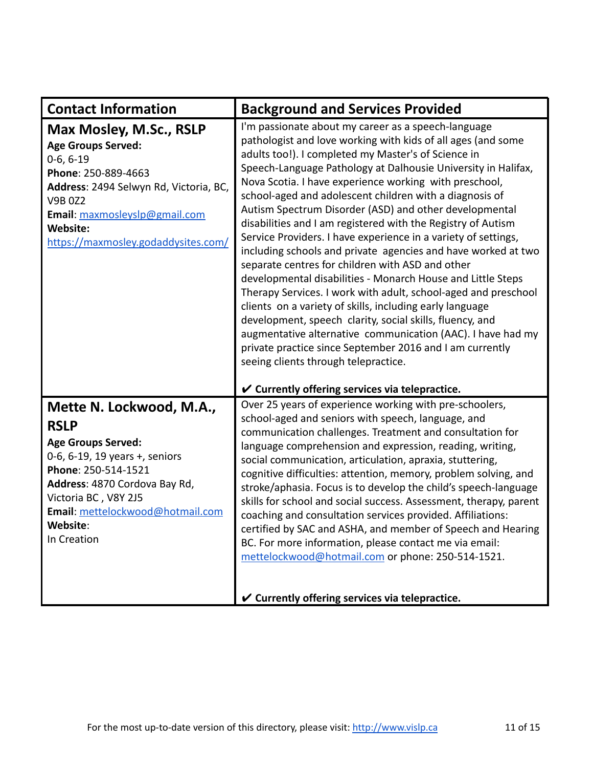| Contact Information | Background and Services Provided |
|---|---|
| **Max Mosley, M.Sc., RSLP**<br>**Age Groups Served:**<br>0-6, 6-19<br>**Phone**: 250-889-4663<br>**Address**: 2494 Selwyn Rd, Victoria, BC, V9B 0Z2<br>**Email**: maxmosleyslp@gmail.com<br>**Website:**<br>https://maxmosley.godaddysites.com/ | I'm passionate about my career as a speech-language pathologist and love working with kids of all ages (and some adults too!). I completed my Master's of Science in Speech-Language Pathology at Dalhousie University in Halifax, Nova Scotia. I have experience working with preschool, school-aged and adolescent children with a diagnosis of Autism Spectrum Disorder (ASD) and other developmental disabilities and I am registered with the Registry of Autism Service Providers. I have experience in a variety of settings, including schools and private agencies and have worked at two separate centres for children with ASD and other developmental disabilities - Monarch House and Little Steps Therapy Services. I work with adult, school-aged and preschool clients on a variety of skills, including early language development, speech clarity, social skills, fluency, and augmentative alternative communication (AAC). I have had my private practice since September 2016 and I am currently seeing clients through telepractice.<br><br>**✔ Currently offering services via telepractice.** |
| **Mette N. Lockwood, M.A., RSLP**<br>**Age Groups Served:**<br>0-6, 6-19, 19 years +, seniors<br>**Phone**: 250-514-1521<br>**Address**: 4870 Cordova Bay Rd, Victoria BC , V8Y 2J5<br>**Email**: mettelockwood@hotmail.com<br>**Website**:<br>In Creation | Over 25 years of experience working with pre-schoolers, school-aged and seniors with speech, language, and communication challenges. Treatment and consultation for language comprehension and expression, reading, writing, social communication, articulation, apraxia, stuttering, cognitive difficulties: attention, memory, problem solving, and stroke/aphasia. Focus is to develop the child's speech-language skills for school and social success. Assessment, therapy, parent coaching and consultation services provided. Affiliations: certified by SAC and ASHA, and member of Speech and Hearing BC. For more information, please contact me via email: mettelockwood@hotmail.com or phone: 250-514-1521.<br><br>**✔ Currently offering services via telepractice.** |

For the most up-to-date version of this directory, please visit: http://www.vislp.ca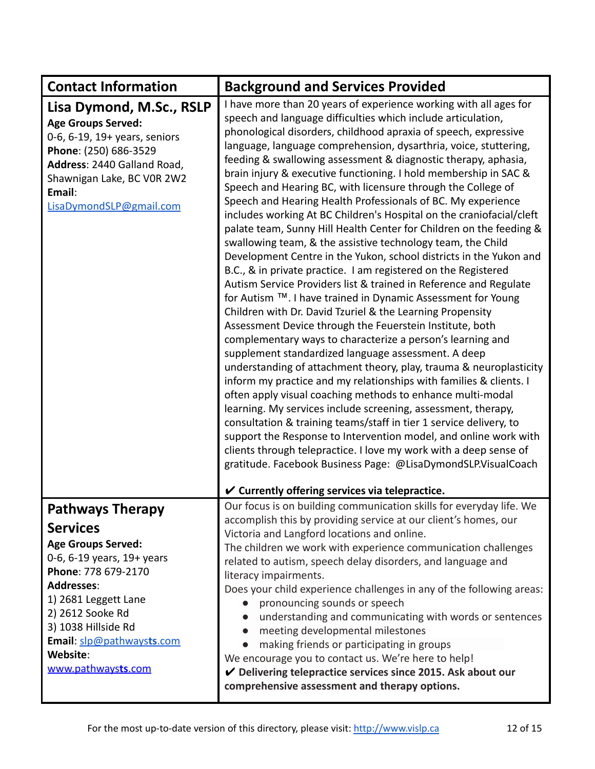| Contact Information | Background and Services Provided |
| --- | --- |
| **Lisa Dymond, M.Sc., RSLP**<br>**Age Groups Served:**<br>0-6, 6-19, 19+ years, seniors<br>**Phone**: (250) 686-3529<br>**Address**: 2440 Galland Road, Shawnigan Lake, BC V0R 2W2<br>**Email**:<br>LisaDymondSLP@gmail.com | I have more than 20 years of experience working with all ages for speech and language difficulties which include articulation, phonological disorders, childhood apraxia of speech, expressive language, language comprehension, dysarthria, voice, stuttering, feeding & swallowing assessment & diagnostic therapy, aphasia, brain injury & executive functioning. I hold membership in SAC & Speech and Hearing BC, with licensure through the College of Speech and Hearing Health Professionals of BC. My experience includes working At BC Children's Hospital on the craniofacial/cleft palate team, Sunny Hill Health Center for Children on the feeding & swallowing team, & the assistive technology team, the Child Development Centre in the Yukon, school districts in the Yukon and B.C., & in private practice. I am registered on the Registered Autism Service Providers list & trained in Reference and Regulate for Autism ™. I have trained in Dynamic Assessment for Young Children with Dr. David Tzuriel & the Learning Propensity Assessment Device through the Feuerstein Institute, both complementary ways to characterize a person's learning and supplement standardized language assessment. A deep understanding of attachment theory, play, trauma & neuroplasticity inform my practice and my relationships with families & clients. I often apply visual coaching methods to enhance multi-modal learning. My services include screening, assessment, therapy, consultation & training teams/staff in tier 1 service delivery, to support the Response to Intervention model, and online work with clients through telepractice. I love my work with a deep sense of gratitude. Facebook Business Page: @LisaDymondSLP.VisualCoach<br><br>**✔ Currently offering services via telepractice.** |
| **Pathways Therapy Services**<br>**Age Groups Served:**<br>0-6, 6-19 years, 19+ years<br>**Phone**: 778 679-2170<br>**Addresses**:<br>1) 2681 Leggett Lane<br>2) 2612 Sooke Rd<br>3) 1038 Hillside Rd<br>**Email**: slp@pathways**ts**.com<br>**Website**:<br>www.pathways**ts**.com | Our focus is on building communication skills for everyday life. We accomplish this by providing service at our client's homes, our Victoria and Langford locations and online.<br>The children we work with experience communication challenges related to autism, speech delay disorders, and language and literacy impairments.<br>Does your child experience challenges in any of the following areas:<br>● pronouncing sounds or speech<br>● understanding and communicating with words or sentences<br>● meeting developmental milestones<br>● making friends or participating in groups<br>We encourage you to contact us. We're here to help!<br>**✔ Delivering telepractice services since 2015. Ask about our comprehensive assessment and therapy options.** |

For the most up-to-date version of this directory, please visit: http://www.vislp.ca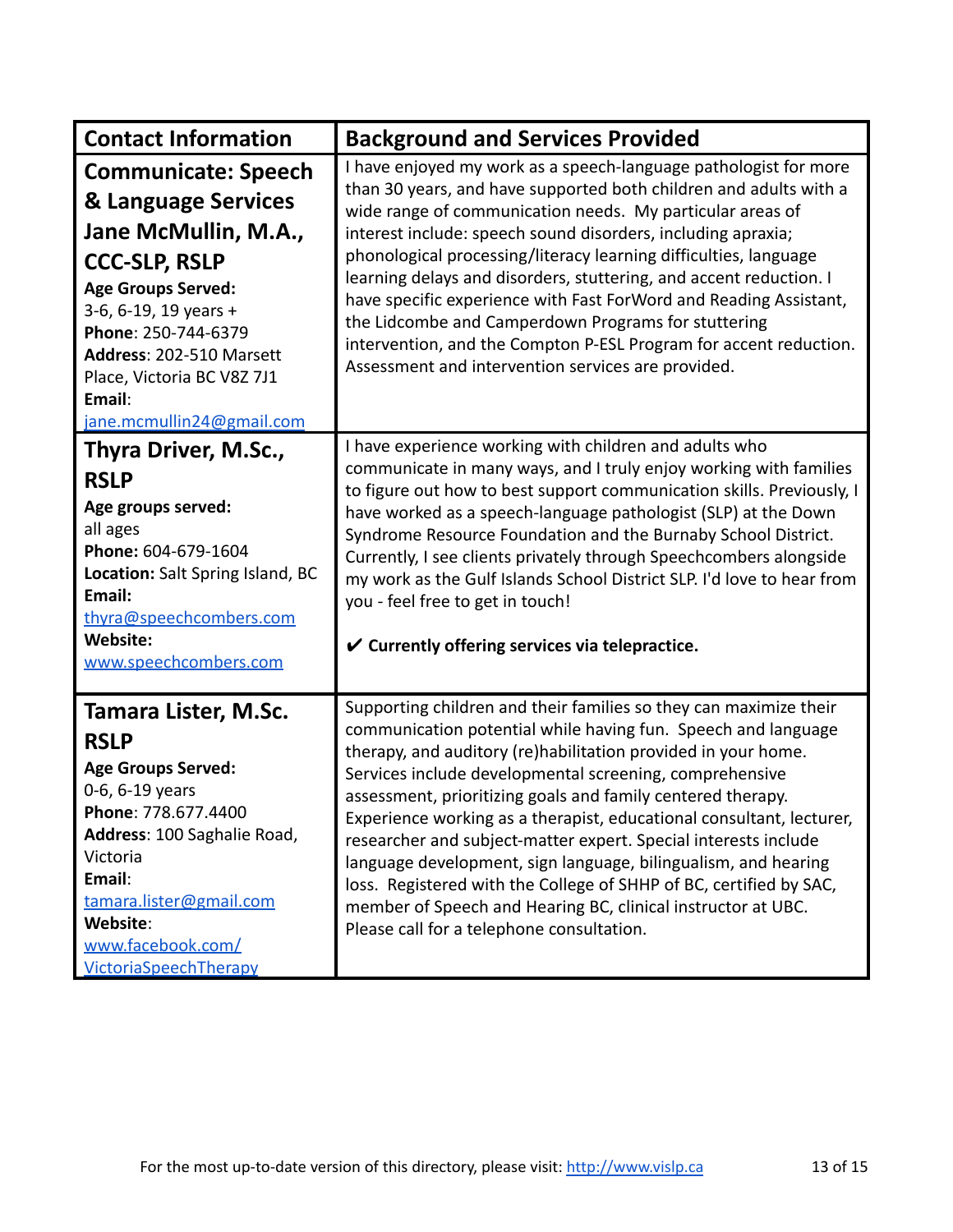| Contact Information | Background and Services Provided |
| --- | --- |
| **Communicate: Speech & Language Services Jane McMullin, M.A., CCC-SLP, RSLP**<br>**Age Groups Served:** 3-6, 6-19, 19 years +<br>**Phone**: 250-744-6379<br>**Address**: 202-510 Marsett Place, Victoria BC V8Z 7J1<br>**Email**: jane.mcmullin24@gmail.com | I have enjoyed my work as a speech-language pathologist for more than 30 years, and have supported both children and adults with a wide range of communication needs. My particular areas of interest include: speech sound disorders, including apraxia; phonological processing/literacy learning difficulties, language learning delays and disorders, stuttering, and accent reduction. I have specific experience with Fast ForWord and Reading Assistant, the Lidcombe and Camperdown Programs for stuttering intervention, and the Compton P-ESL Program for accent reduction. Assessment and intervention services are provided. |
| **Thyra Driver, M.Sc., RSLP**<br>**Age groups served:** all ages<br>**Phone:** 604-679-1604<br>**Location:** Salt Spring Island, BC<br>**Email:** thyra@speechcombers.com<br>**Website:** www.speechcombers.com | I have experience working with children and adults who communicate in many ways, and I truly enjoy working with families to figure out how to best support communication skills. Previously, I have worked as a speech-language pathologist (SLP) at the Down Syndrome Resource Foundation and the Burnaby School District. Currently, I see clients privately through Speechcombers alongside my work as the Gulf Islands School District SLP. I'd love to hear from you - feel free to get in touch!<br><br>✔ **Currently offering services via telepractice.** |
| **Tamara Lister, M.Sc. RSLP**<br>**Age Groups Served:** 0-6, 6-19 years<br>**Phone**: 778.677.4400<br>**Address**: 100 Saghalie Road, Victoria<br>**Email**: tamara.lister@gmail.com<br>**Website**: www.facebook.com/VictoriaSpeechTherapy | Supporting children and their families so they can maximize their communication potential while having fun. Speech and language therapy, and auditory (re)habilitation provided in your home. Services include developmental screening, comprehensive assessment, prioritizing goals and family centered therapy. Experience working as a therapist, educational consultant, lecturer, researcher and subject-matter expert. Special interests include language development, sign language, bilingualism, and hearing loss. Registered with the College of SHHP of BC, certified by SAC, member of Speech and Hearing BC, clinical instructor at UBC. Please call for a telephone consultation. |

For the most up-to-date version of this directory, please visit: http://www.vislp.ca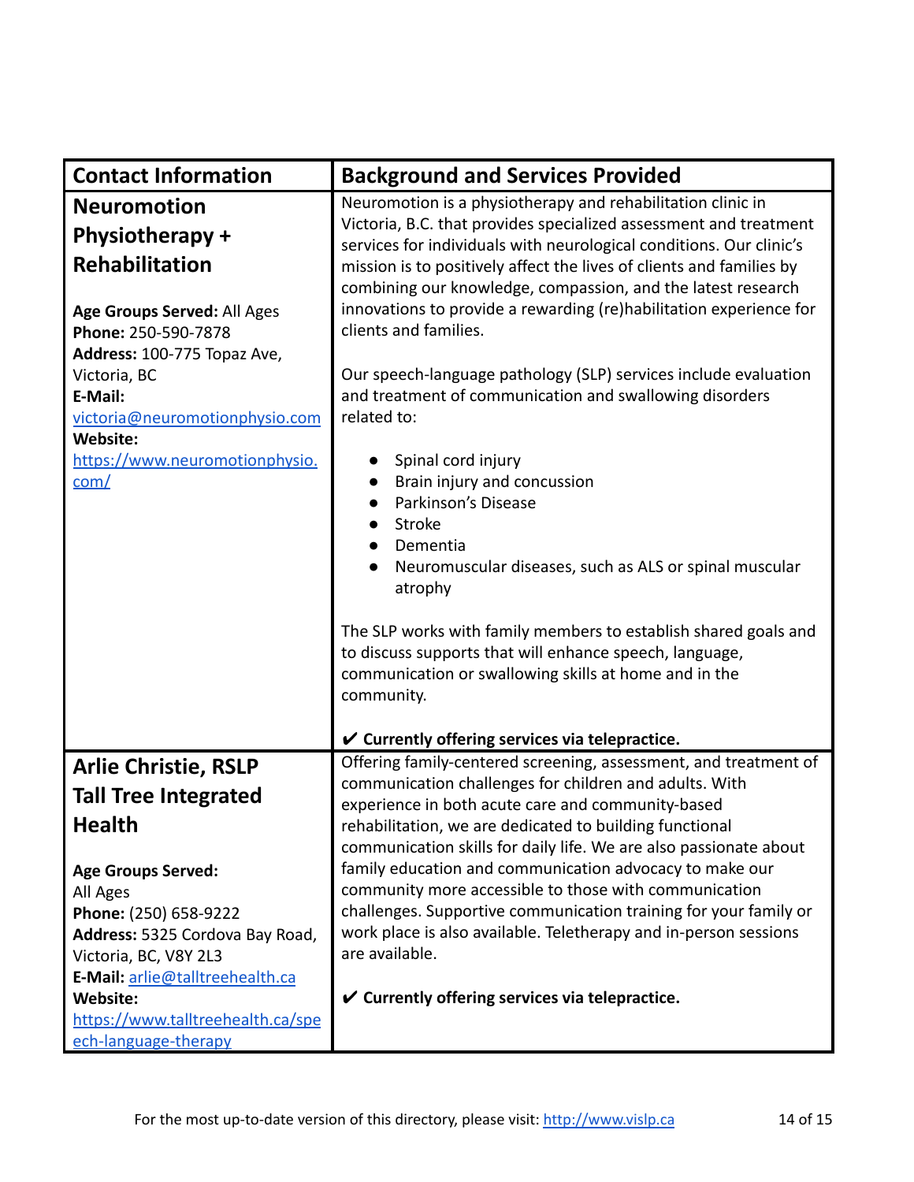| Contact Information | Background and Services Provided |
|---|---|
| **Neuromotion Physiotherapy + Rehabilitation**<br><br>**Age Groups Served:** All Ages<br>**Phone:** 250-590-7878<br>**Address:** 100-775 Topaz Ave, Victoria, BC<br>**E-Mail:** victoria@neuromotionphysio.com<br>**Website:** https://www.neuromotionphysio.com/ | Neuromotion is a physiotherapy and rehabilitation clinic in Victoria, B.C. that provides specialized assessment and treatment services for individuals with neurological conditions. Our clinic's mission is to positively affect the lives of clients and families by combining our knowledge, compassion, and the latest research innovations to provide a rewarding (re)habilitation experience for clients and families.<br><br>Our speech-language pathology (SLP) services include evaluation and treatment of communication and swallowing disorders related to:<br><br>• Spinal cord injury<br>• Brain injury and concussion<br>• Parkinson's Disease<br>• Stroke<br>• Dementia<br>• Neuromuscular diseases, such as ALS or spinal muscular atrophy<br><br>The SLP works with family members to establish shared goals and to discuss supports that will enhance speech, language, communication or swallowing skills at home and in the community.<br><br>**✔ Currently offering services via telepractice.** |
| **Arlie Christie, RSLP**<br>**Tall Tree Integrated Health**<br><br>**Age Groups Served:** All Ages<br>**Phone:** (250) 658-9222<br>**Address:** 5325 Cordova Bay Road, Victoria, BC, V8Y 2L3<br>**E-Mail:** arlie@talltreehealth.ca<br>**Website:** https://www.talltreehealth.ca/speech-language-therapy | Offering family-centered screening, assessment, and treatment of communication challenges for children and adults. With experience in both acute care and community-based rehabilitation, we are dedicated to building functional communication skills for daily life. We are also passionate about family education and communication advocacy to make our community more accessible to those with communication challenges. Supportive communication training for your family or work place is also available. Teletherapy and in-person sessions are available.<br><br>**✔ Currently offering services via telepractice.** |

For the most up-to-date version of this directory, please visit: http://www.vislp.ca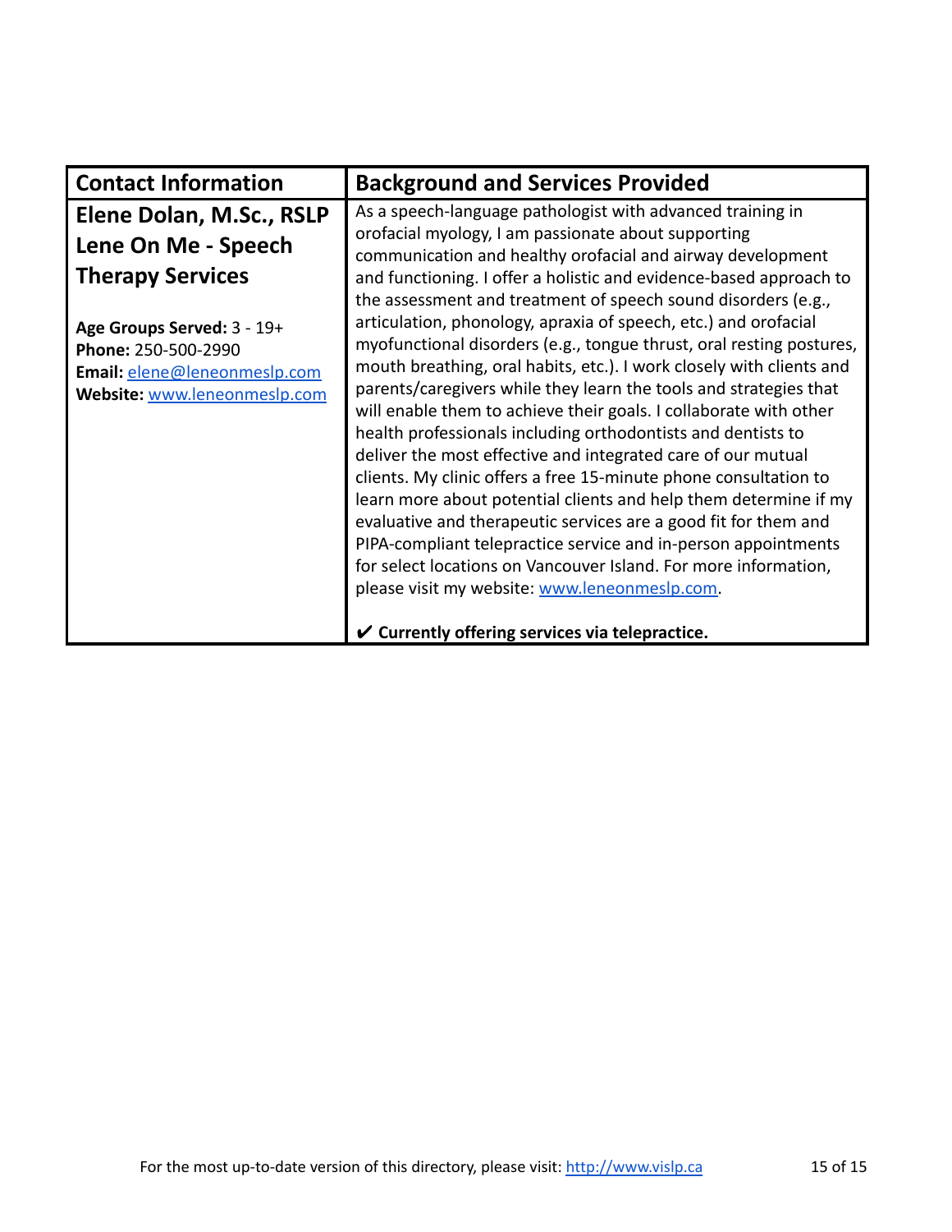| Contact Information | Background and Services Provided |
|---|---|
| **Elene Dolan, M.Sc., RSLP**<br>**Lene On Me - Speech Therapy Services**<br><br>**Age Groups Served:** 3 - 19+<br>**Phone:** 250-500-2990<br>**Email:** elene@leneonmeslp.com<br>**Website:** www.leneonmeslp.com | As a speech-language pathologist with advanced training in orofacial myology, I am passionate about supporting communication and healthy orofacial and airway development and functioning. I offer a holistic and evidence-based approach to the assessment and treatment of speech sound disorders (e.g., articulation, phonology, apraxia of speech, etc.) and orofacial myofunctional disorders (e.g., tongue thrust, oral resting postures, mouth breathing, oral habits, etc.). I work closely with clients and parents/caregivers while they learn the tools and strategies that will enable them to achieve their goals. I collaborate with other health professionals including orthodontists and dentists to deliver the most effective and integrated care of our mutual clients. My clinic offers a free 15-minute phone consultation to learn more about potential clients and help them determine if my evaluative and therapeutic services are a good fit for them and PIPA-compliant telepractice service and in-person appointments for select locations on Vancouver Island. For more information, please visit my website: www.leneonmeslp.com.<br><br>✔ **Currently offering services via telepractice.** |

For the most up-to-date version of this directory, please visit: http://www.vislp.ca